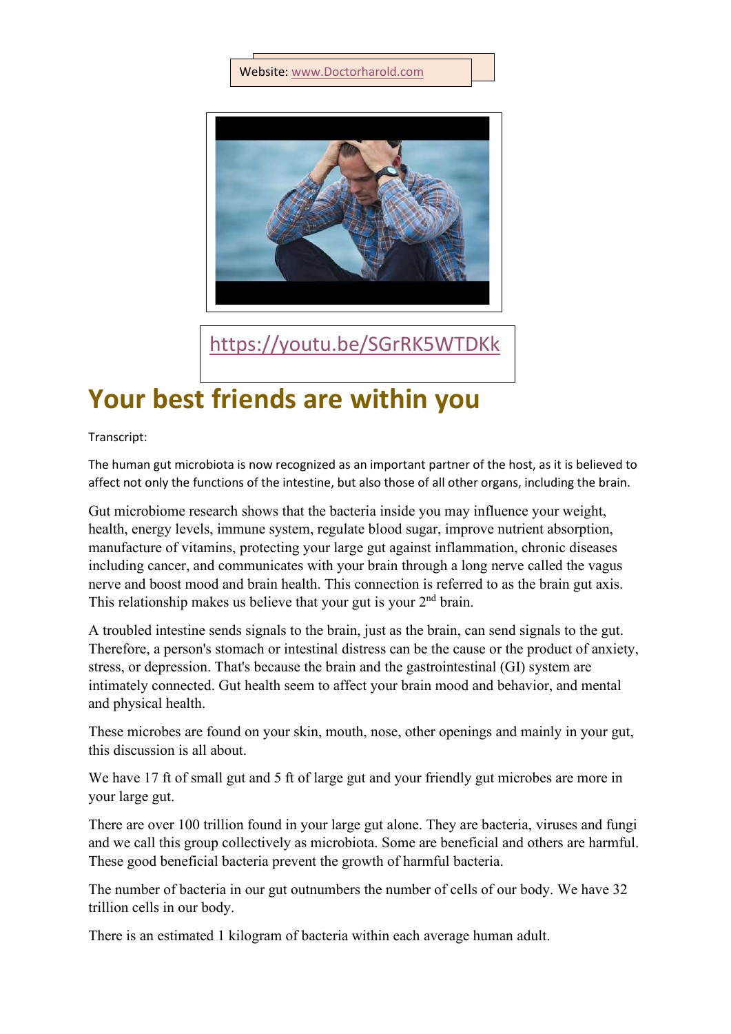Website: www.Doctorharold.com

https://youtu.be/SGrRK5WTDKk

# Your best friends are within you

Transcript:

The human gut microbiota is now recognized as an important partner of the host, as it is believed to affect not only the functions of the intestine, but also those of all other organs, including the brain.

Gut microbiome research shows that the bacteria inside you may influence your weight, health, energy levels, immune system, regulate blood sugar, improve nutrient absorption, manufacture of vitamins, protecting your large gut against inflammation, chronic diseases including cancer, and communicates with your brain through a long nerve called the vagus nerve and boost mood and brain health. This connection is referred to as the brain gut axis. This relationship makes us believe that your gut is your 2nd brain.

A troubled intestine sends signals to the brain, just as the brain, can send signals to the gut. Therefore, a person's stomach or intestinal distress can be the cause or the product of anxiety, stress, or depression. That's because the brain and the gastrointestinal (GI) system are intimately connected. Gut health seem to affect your brain mood and behavior, and mental and physical health.

These microbes are found on your skin, mouth, nose, other openings and mainly in your gut, this discussion is all about.

We have 17 ft of small gut and 5 ft of large gut and your friendly gut microbes are more in your large gut.

There are over 100 trillion found in your large gut alone. They are bacteria, viruses and fungi and we call this group collectively as microbiota. Some are beneficial and others are harmful. These good beneficial bacteria prevent the growth of harmful bacteria.

The number of bacteria in our gut outnumbers the number of cells of our body. We have 32 trillion cells in our body.

There is an estimated 1 kilogram of bacteria within each average human adult.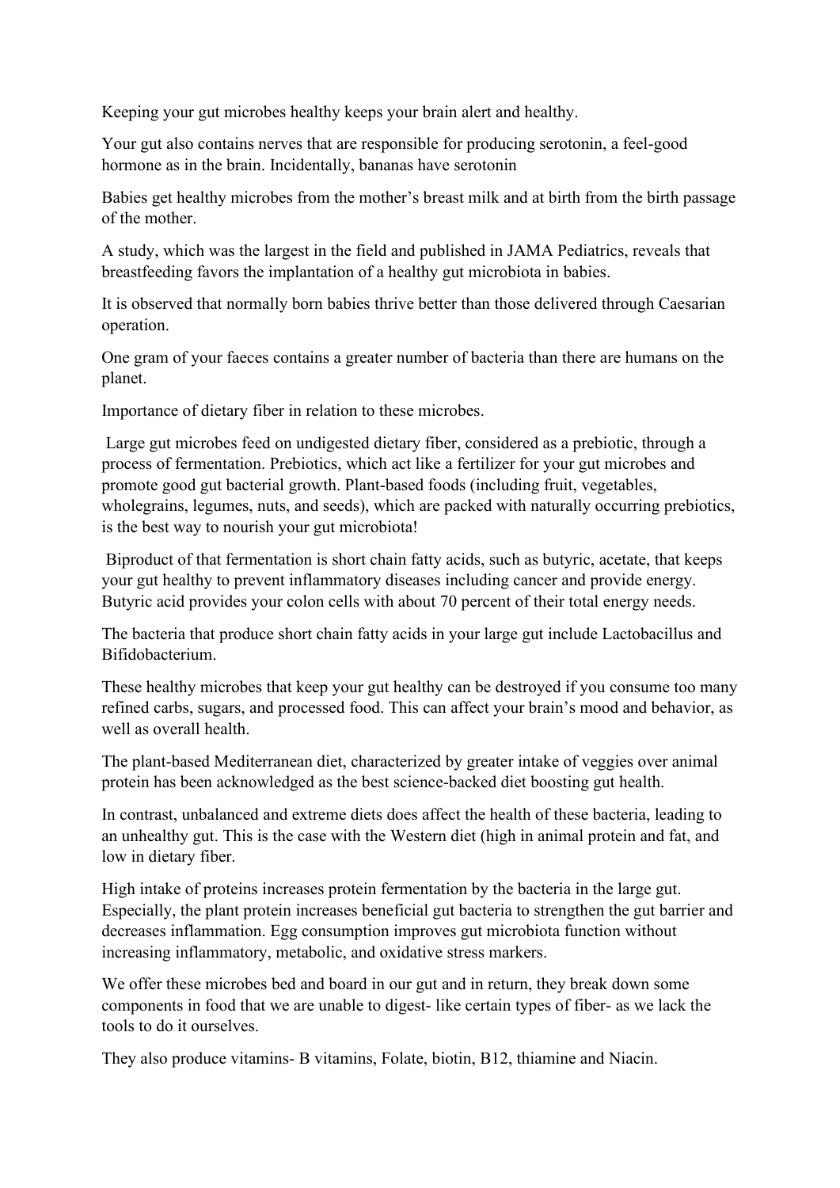Keeping your gut microbes healthy keeps your brain alert and healthy.

Your gut also contains nerves that are responsible for producing serotonin, a feel-good hormone as in the brain. Incidentally, bananas have serotonin

Babies get healthy microbes from the mother's breast milk and at birth from the birth passage of the mother.

A study, which was the largest in the field and published in JAMA Pediatrics, reveals that breastfeeding favors the implantation of a healthy gut microbiota in babies.

It is observed that normally born babies thrive better than those delivered through Caesarian operation.

One gram of your faeces contains a greater number of bacteria than there are humans on the planet.

Importance of dietary fiber in relation to these microbes.

Large gut microbes feed on undigested dietary fiber, considered as a prebiotic, through a process of fermentation. Prebiotics, which act like a fertilizer for your gut microbes and promote good gut bacterial growth. Plant-based foods (including fruit, vegetables, wholegrains, legumes, nuts, and seeds), which are packed with naturally occurring prebiotics, is the best way to nourish your gut microbiota!

Biproduct of that fermentation is short chain fatty acids, such as butyric, acetate, that keeps your gut healthy to prevent inflammatory diseases including cancer and provide energy. Butyric acid provides your colon cells with about 70 percent of their total energy needs.

The bacteria that produce short chain fatty acids in your large gut include Lactobacillus and Bifidobacterium.

These healthy microbes that keep your gut healthy can be destroyed if you consume too many refined carbs, sugars, and processed food. This can affect your brain's mood and behavior, as well as overall health.

The plant-based Mediterranean diet, characterized by greater intake of veggies over animal protein has been acknowledged as the best science-backed diet boosting gut health.

In contrast, unbalanced and extreme diets does affect the health of these bacteria, leading to an unhealthy gut. This is the case with the Western diet (high in animal protein and fat, and low in dietary fiber.

High intake of proteins increases protein fermentation by the bacteria in the large gut. Especially, the plant protein increases beneficial gut bacteria to strengthen the gut barrier and decreases inflammation. Egg consumption improves gut microbiota function without increasing inflammatory, metabolic, and oxidative stress markers.

We offer these microbes bed and board in our gut and in return, they break down some components in food that we are unable to digest- like certain types of fiber- as we lack the tools to do it ourselves.

They also produce vitamins- B vitamins, Folate, biotin, B12, thiamine and Niacin.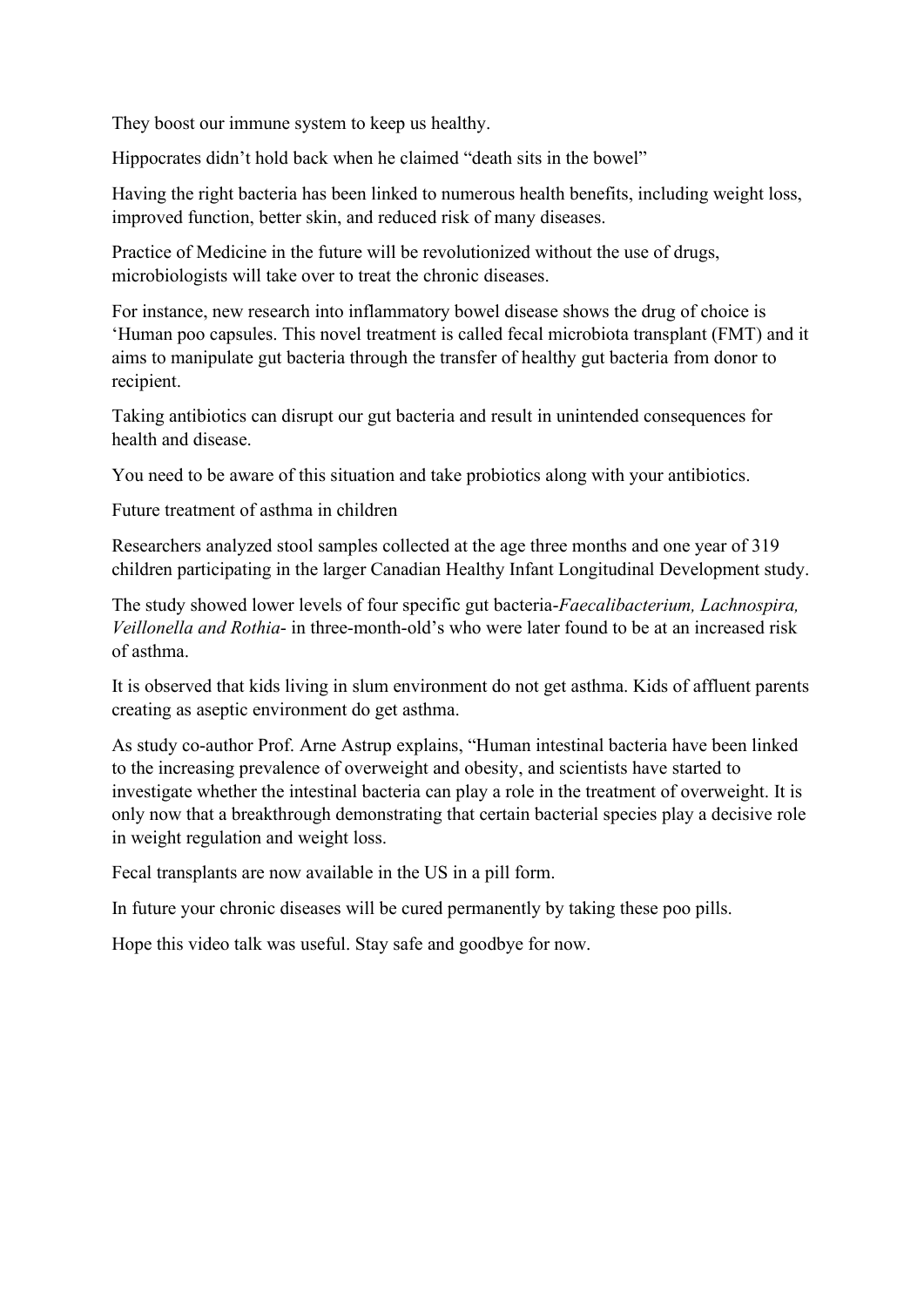They boost our immune system to keep us healthy.

Hippocrates didn't hold back when he claimed "death sits in the bowel"

Having the right bacteria has been linked to numerous health benefits, including weight loss, improved function, better skin, and reduced risk of many diseases.

Practice of Medicine in the future will be revolutionized without the use of drugs, microbiologists will take over to treat the chronic diseases.

For instance, new research into inflammatory bowel disease shows the drug of choice is 'Human poo capsules. This novel treatment is called fecal microbiota transplant (FMT) and it aims to manipulate gut bacteria through the transfer of healthy gut bacteria from donor to recipient.

Taking antibiotics can disrupt our gut bacteria and result in unintended consequences for health and disease.

You need to be aware of this situation and take probiotics along with your antibiotics.

Future treatment of asthma in children

Researchers analyzed stool samples collected at the age three months and one year of 319 children participating in the larger Canadian Healthy Infant Longitudinal Development study.

The study showed lower levels of four specific gut bacteria-*Faecalibacterium, Lachnospira, Veillonella and Rothia*- in three-month-old's who were later found to be at an increased risk of asthma.

It is observed that kids living in slum environment do not get asthma. Kids of affluent parents creating as aseptic environment do get asthma.

As study co-author Prof. Arne Astrup explains, "Human intestinal bacteria have been linked to the increasing prevalence of overweight and obesity, and scientists have started to investigate whether the intestinal bacteria can play a role in the treatment of overweight. It is only now that a breakthrough demonstrating that certain bacterial species play a decisive role in weight regulation and weight loss.

Fecal transplants are now available in the US in a pill form.

In future your chronic diseases will be cured permanently by taking these poo pills.

Hope this video talk was useful. Stay safe and goodbye for now.